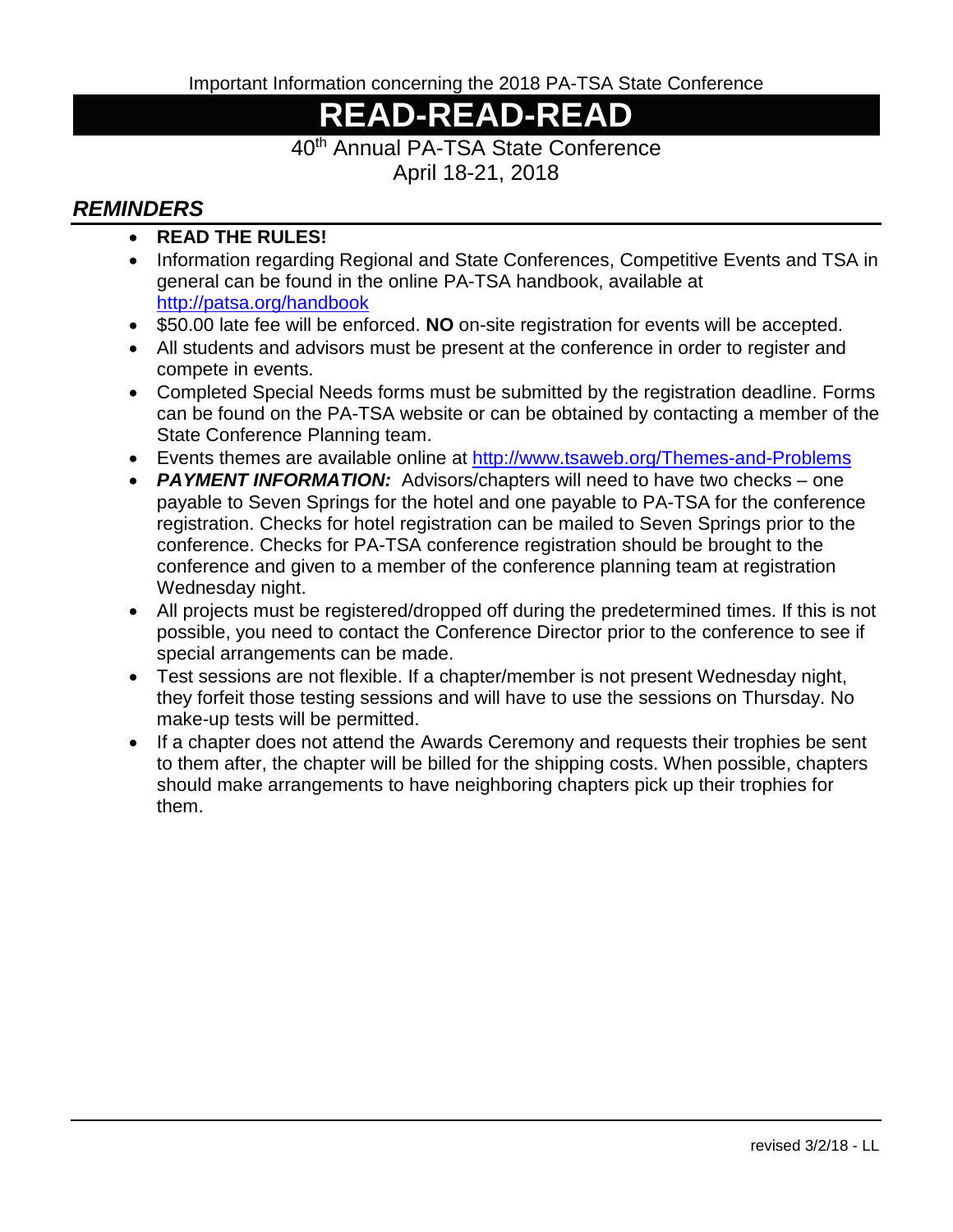Important Information concerning the 2018 PA-TSA State Conference

# READ-READ-READ

40th Annual PA-TSA State Conference
April 18-21, 2018

## *REMINDERS*

- **READ THE RULES!**
- Information regarding Regional and State Conferences, Competitive Events and TSA in general can be found in the online PA-TSA handbook, available at http://patsa.org/handbook
- $50.00 late fee will be enforced. **NO** on-site registration for events will be accepted.
- All students and advisors must be present at the conference in order to register and compete in events.
- Completed Special Needs forms must be submitted by the registration deadline. Forms can be found on the PA-TSA website or can be obtained by contacting a member of the State Conference Planning team.
- Events themes are available online at http://www.tsaweb.org/Themes-and-Problems
- ***PAYMENT INFORMATION:*** Advisors/chapters will need to have two checks – one payable to Seven Springs for the hotel and one payable to PA-TSA for the conference registration. Checks for hotel registration can be mailed to Seven Springs prior to the conference. Checks for PA-TSA conference registration should be brought to the conference and given to a member of the conference planning team at registration Wednesday night.
- All projects must be registered/dropped off during the predetermined times. If this is not possible, you need to contact the Conference Director prior to the conference to see if special arrangements can be made.
- Test sessions are not flexible. If a chapter/member is not present Wednesday night, they forfeit those testing sessions and will have to use the sessions on Thursday. No make-up tests will be permitted.
- If a chapter does not attend the Awards Ceremony and requests their trophies be sent to them after, the chapter will be billed for the shipping costs. When possible, chapters should make arrangements to have neighboring chapters pick up their trophies for them.

revised 3/2/18 - LL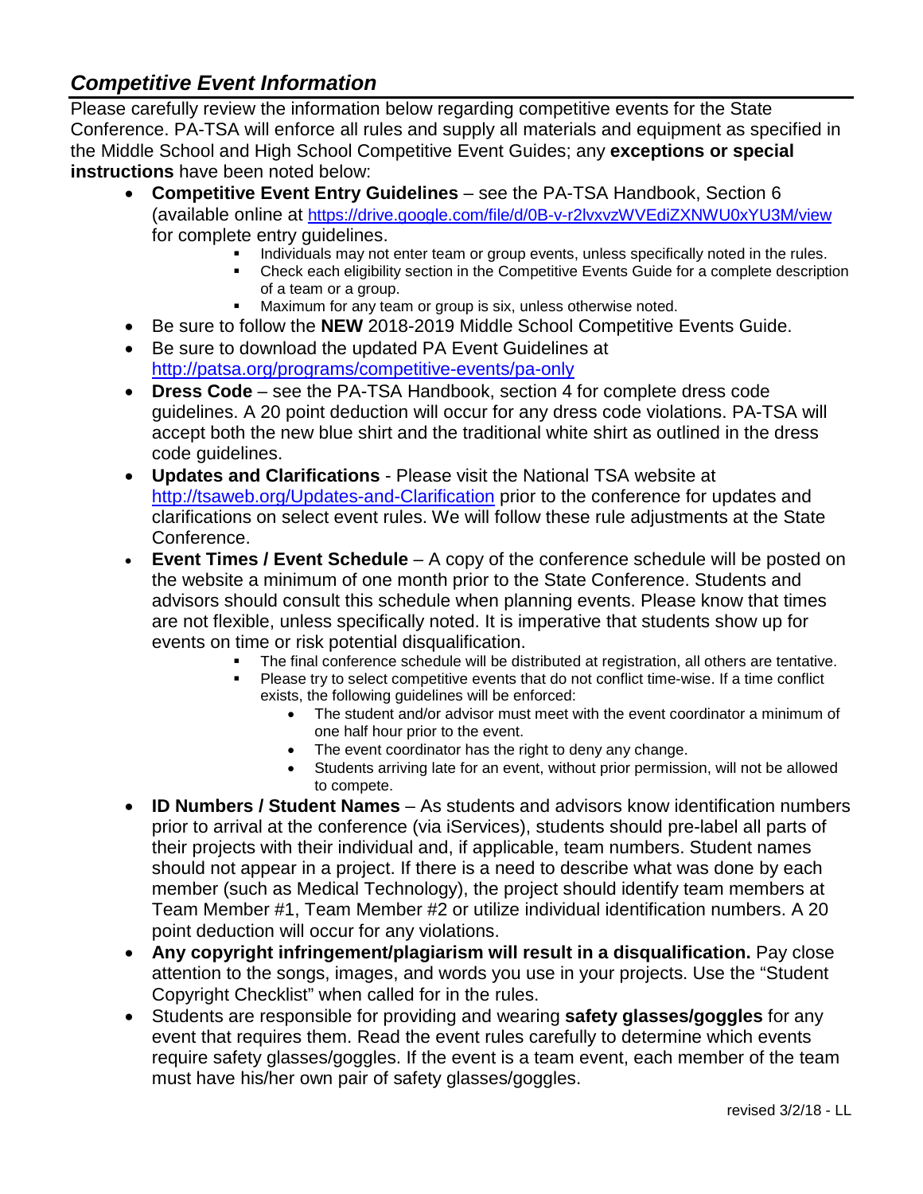## *Competitive Event Information*

Please carefully review the information below regarding competitive events for the State Conference. PA-TSA will enforce all rules and supply all materials and equipment as specified in the Middle School and High School Competitive Event Guides; any **exceptions or special instructions** have been noted below:

- **Competitive Event Entry Guidelines** – see the PA-TSA Handbook, Section 6 (available online at https://drive.google.com/file/d/0B-v-r2lvxvzWVEdiZXNWU0xYU3M/view for complete entry guidelines.
  - Individuals may not enter team or group events, unless specifically noted in the rules.
  - Check each eligibility section in the Competitive Events Guide for a complete description of a team or a group.
  - Maximum for any team or group is six, unless otherwise noted.
- Be sure to follow the **NEW** 2018-2019 Middle School Competitive Events Guide.
- Be sure to download the updated PA Event Guidelines at http://patsa.org/programs/competitive-events/pa-only
- **Dress Code** – see the PA-TSA Handbook, section 4 for complete dress code guidelines. A 20 point deduction will occur for any dress code violations. PA-TSA will accept both the new blue shirt and the traditional white shirt as outlined in the dress code guidelines.
- **Updates and Clarifications** - Please visit the National TSA website at http://tsaweb.org/Updates-and-Clarification prior to the conference for updates and clarifications on select event rules. We will follow these rule adjustments at the State Conference.
- **Event Times / Event Schedule** – A copy of the conference schedule will be posted on the website a minimum of one month prior to the State Conference. Students and advisors should consult this schedule when planning events. Please know that times are not flexible, unless specifically noted. It is imperative that students show up for events on time or risk potential disqualification.
  - The final conference schedule will be distributed at registration, all others are tentative.
  - Please try to select competitive events that do not conflict time-wise. If a time conflict exists, the following guidelines will be enforced:
    - The student and/or advisor must meet with the event coordinator a minimum of one half hour prior to the event.
    - The event coordinator has the right to deny any change.
    - Students arriving late for an event, without prior permission, will not be allowed to compete.
- **ID Numbers / Student Names** – As students and advisors know identification numbers prior to arrival at the conference (via iServices), students should pre-label all parts of their projects with their individual and, if applicable, team numbers. Student names should not appear in a project. If there is a need to describe what was done by each member (such as Medical Technology), the project should identify team members at Team Member #1, Team Member #2 or utilize individual identification numbers. A 20 point deduction will occur for any violations.
- **Any copyright infringement/plagiarism will result in a disqualification.** Pay close attention to the songs, images, and words you use in your projects. Use the "Student Copyright Checklist" when called for in the rules.
- Students are responsible for providing and wearing **safety glasses/goggles** for any event that requires them. Read the event rules carefully to determine which events require safety glasses/goggles. If the event is a team event, each member of the team must have his/her own pair of safety glasses/goggles.

revised 3/2/18 - LL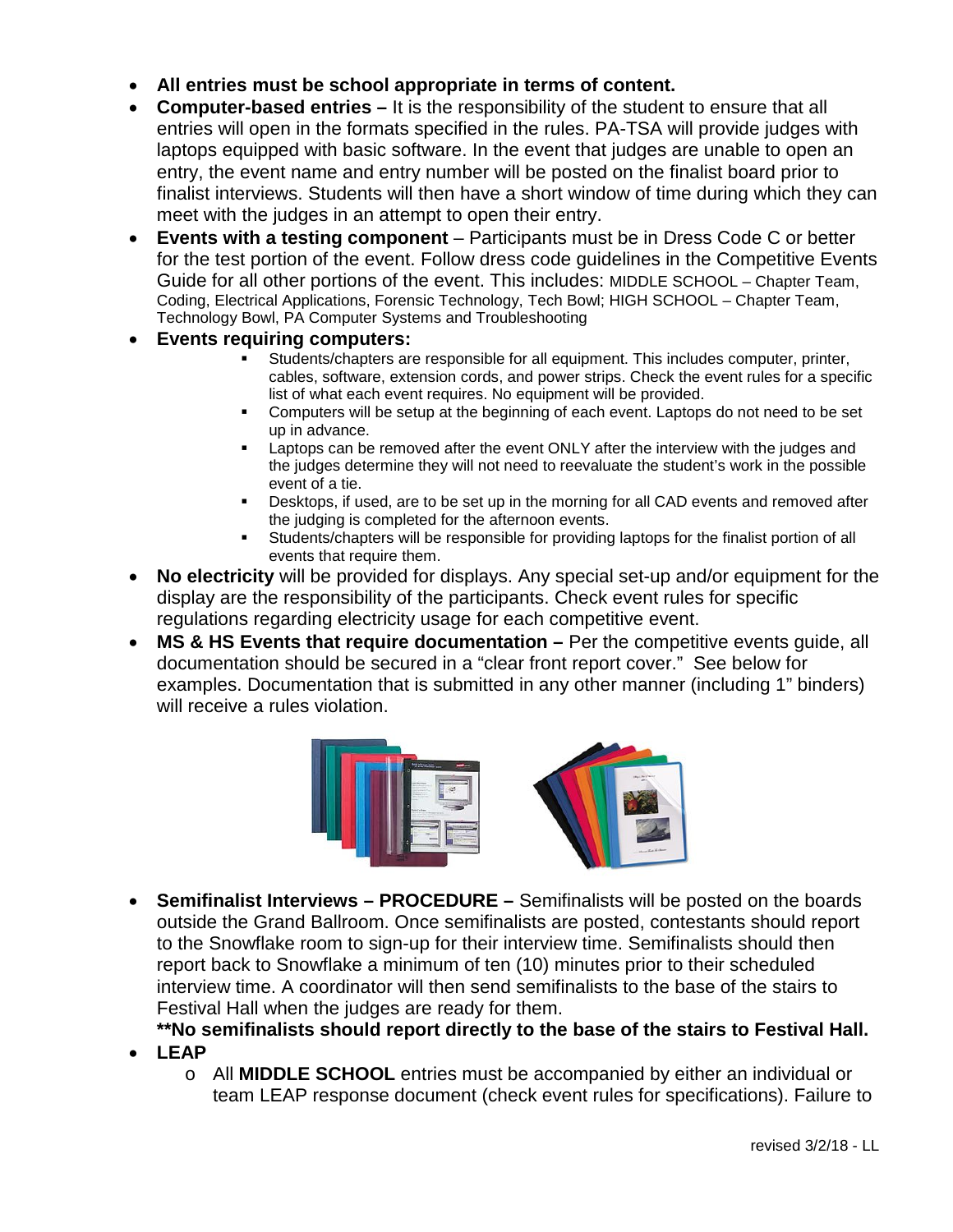- **All entries must be school appropriate in terms of content.**
- **Computer-based entries –** It is the responsibility of the student to ensure that all entries will open in the formats specified in the rules. PA-TSA will provide judges with laptops equipped with basic software. In the event that judges are unable to open an entry, the event name and entry number will be posted on the finalist board prior to finalist interviews. Students will then have a short window of time during which they can meet with the judges in an attempt to open their entry.
- **Events with a testing component** – Participants must be in Dress Code C or better for the test portion of the event. Follow dress code guidelines in the Competitive Events Guide for all other portions of the event. This includes: MIDDLE SCHOOL – Chapter Team, Coding, Electrical Applications, Forensic Technology, Tech Bowl; HIGH SCHOOL – Chapter Team, Technology Bowl, PA Computer Systems and Troubleshooting
- **Events requiring computers:**
  - Students/chapters are responsible for all equipment. This includes computer, printer, cables, software, extension cords, and power strips. Check the event rules for a specific list of what each event requires. No equipment will be provided.
  - Computers will be setup at the beginning of each event. Laptops do not need to be set up in advance.
  - Laptops can be removed after the event ONLY after the interview with the judges and the judges determine they will not need to reevaluate the student's work in the possible event of a tie.
  - Desktops, if used, are to be set up in the morning for all CAD events and removed after the judging is completed for the afternoon events.
  - Students/chapters will be responsible for providing laptops for the finalist portion of all events that require them.
- **No electricity** will be provided for displays. Any special set-up and/or equipment for the display are the responsibility of the participants. Check event rules for specific regulations regarding electricity usage for each competitive event.
- **MS & HS Events that require documentation –** Per the competitive events guide, all documentation should be secured in a "clear front report cover." See below for examples. Documentation that is submitted in any other manner (including 1" binders) will receive a rules violation.
- **Semifinalist Interviews – PROCEDURE –** Semifinalists will be posted on the boards outside the Grand Ballroom. Once semifinalists are posted, contestants should report to the Snowflake room to sign-up for their interview time. Semifinalists should then report back to Snowflake a minimum of ten (10) minutes prior to their scheduled interview time. A coordinator will then send semifinalists to the base of the stairs to Festival Hall when the judges are ready for them.
  **No semifinalists should report directly to the base of the stairs to Festival Hall.**
- **LEAP**
  - All **MIDDLE SCHOOL** entries must be accompanied by either an individual or team LEAP response document (check event rules for specifications). Failure to

revised 3/2/18 - LL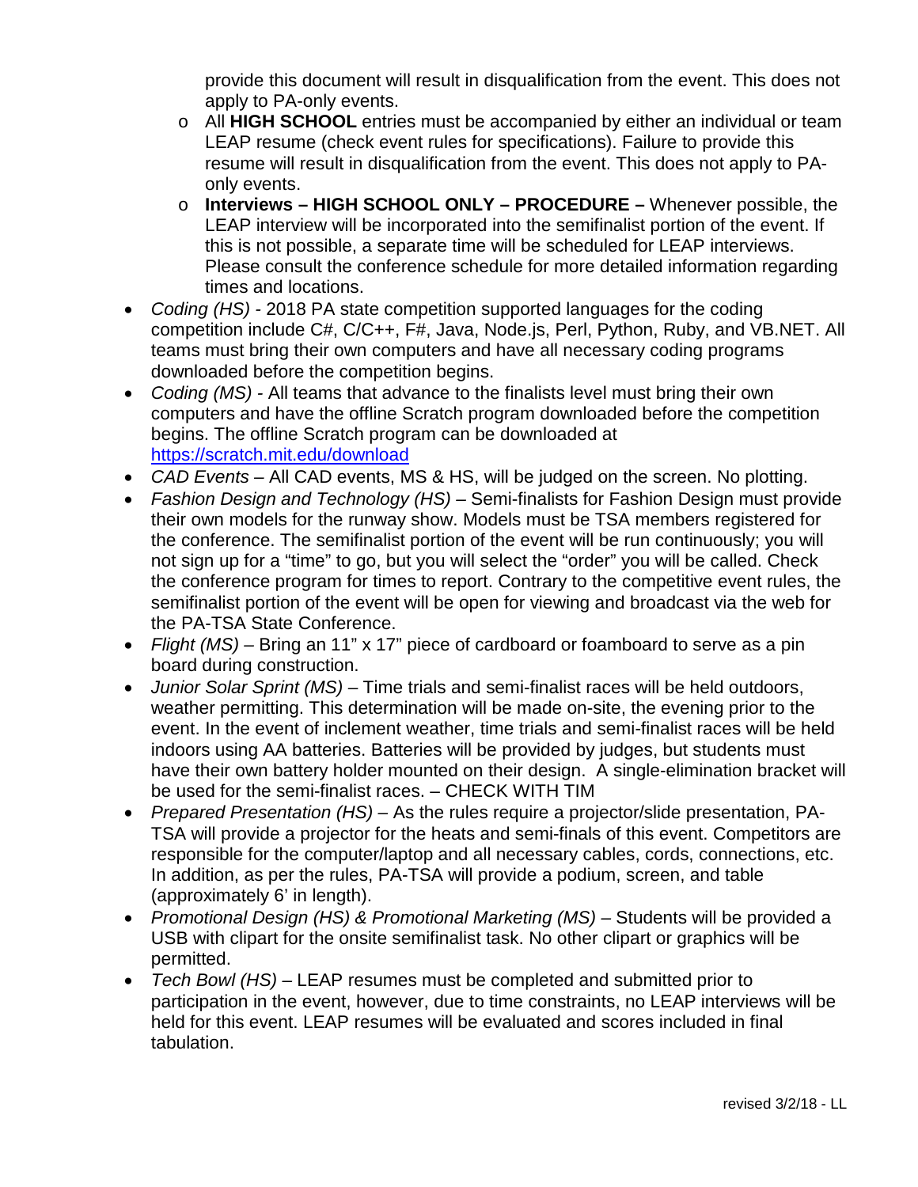provide this document will result in disqualification from the event. This does not apply to PA-only events.

  - All **HIGH SCHOOL** entries must be accompanied by either an individual or team LEAP resume (check event rules for specifications). Failure to provide this resume will result in disqualification from the event. This does not apply to PA-only events.
  - **Interviews – HIGH SCHOOL ONLY – PROCEDURE –** Whenever possible, the LEAP interview will be incorporated into the semifinalist portion of the event. If this is not possible, a separate time will be scheduled for LEAP interviews. Please consult the conference schedule for more detailed information regarding times and locations.

- *Coding (HS)* - 2018 PA state competition supported languages for the coding competition include C#, C/C++, F#, Java, Node.js, Perl, Python, Ruby, and VB.NET. All teams must bring their own computers and have all necessary coding programs downloaded before the competition begins.
- *Coding (MS)* - All teams that advance to the finalists level must bring their own computers and have the offline Scratch program downloaded before the competition begins. The offline Scratch program can be downloaded at https://scratch.mit.edu/download
- *CAD Events* – All CAD events, MS & HS, will be judged on the screen. No plotting.
- *Fashion Design and Technology (HS)* – Semi-finalists for Fashion Design must provide their own models for the runway show. Models must be TSA members registered for the conference. The semifinalist portion of the event will be run continuously; you will not sign up for a "time" to go, but you will select the "order" you will be called. Check the conference program for times to report. Contrary to the competitive event rules, the semifinalist portion of the event will be open for viewing and broadcast via the web for the PA-TSA State Conference.
- *Flight (MS)* – Bring an 11" x 17" piece of cardboard or foamboard to serve as a pin board during construction.
- *Junior Solar Sprint (MS)* – Time trials and semi-finalist races will be held outdoors, weather permitting. This determination will be made on-site, the evening prior to the event. In the event of inclement weather, time trials and semi-finalist races will be held indoors using AA batteries. Batteries will be provided by judges, but students must have their own battery holder mounted on their design. A single-elimination bracket will be used for the semi-finalist races. – CHECK WITH TIM
- *Prepared Presentation (HS)* – As the rules require a projector/slide presentation, PA-TSA will provide a projector for the heats and semi-finals of this event. Competitors are responsible for the computer/laptop and all necessary cables, cords, connections, etc. In addition, as per the rules, PA-TSA will provide a podium, screen, and table (approximately 6' in length).
- *Promotional Design (HS) & Promotional Marketing (MS)* – Students will be provided a USB with clipart for the onsite semifinalist task. No other clipart or graphics will be permitted.
- *Tech Bowl (HS)* – LEAP resumes must be completed and submitted prior to participation in the event, however, due to time constraints, no LEAP interviews will be held for this event. LEAP resumes will be evaluated and scores included in final tabulation.

revised 3/2/18 - LL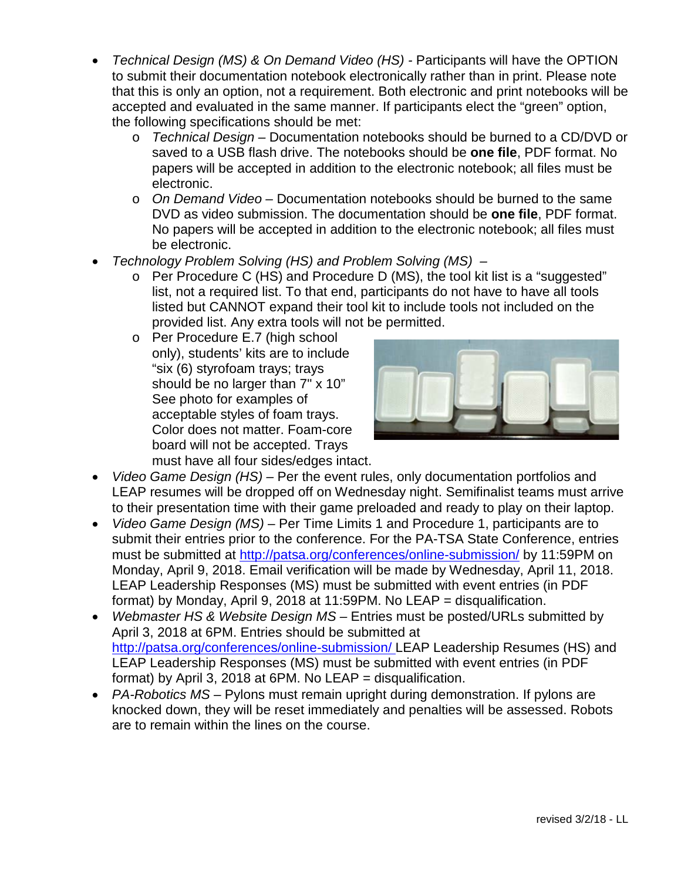- *Technical Design (MS) & On Demand Video (HS)* - Participants will have the OPTION to submit their documentation notebook electronically rather than in print. Please note that this is only an option, not a requirement. Both electronic and print notebooks will be accepted and evaluated in the same manner. If participants elect the "green" option, the following specifications should be met:
  - *Technical Design* – Documentation notebooks should be burned to a CD/DVD or saved to a USB flash drive. The notebooks should be **one file**, PDF format. No papers will be accepted in addition to the electronic notebook; all files must be electronic.
  - *On Demand Video* – Documentation notebooks should be burned to the same DVD as video submission. The documentation should be **one file**, PDF format. No papers will be accepted in addition to the electronic notebook; all files must be electronic.
- *Technology Problem Solving (HS) and Problem Solving (MS)* –
  - Per Procedure C (HS) and Procedure D (MS), the tool kit list is a "suggested" list, not a required list. To that end, participants do not have to have all tools listed but CANNOT expand their tool kit to include tools not included on the provided list. Any extra tools will not be permitted.
  - Per Procedure E.7 (high school only), students' kits are to include "six (6) styrofoam trays; trays should be no larger than 7" x 10" See photo for examples of acceptable styles of foam trays. Color does not matter. Foam-core board will not be accepted. Trays must have all four sides/edges intact.
- *Video Game Design (HS)* – Per the event rules, only documentation portfolios and LEAP resumes will be dropped off on Wednesday night. Semifinalist teams must arrive to their presentation time with their game preloaded and ready to play on their laptop.
- *Video Game Design (MS)* – Per Time Limits 1 and Procedure 1, participants are to submit their entries prior to the conference. For the PA-TSA State Conference, entries must be submitted at http://patsa.org/conferences/online-submission/ by 11:59PM on Monday, April 9, 2018. Email verification will be made by Wednesday, April 11, 2018. LEAP Leadership Responses (MS) must be submitted with event entries (in PDF format) by Monday, April 9, 2018 at 11:59PM. No LEAP = disqualification.
- *Webmaster HS & Website Design MS* – Entries must be posted/URLs submitted by April 3, 2018 at 6PM. Entries should be submitted at http://patsa.org/conferences/online-submission/ LEAP Leadership Resumes (HS) and LEAP Leadership Responses (MS) must be submitted with event entries (in PDF format) by April 3, 2018 at 6PM. No LEAP = disqualification.
- *PA-Robotics MS* – Pylons must remain upright during demonstration. If pylons are knocked down, they will be reset immediately and penalties will be assessed. Robots are to remain within the lines on the course.

revised 3/2/18 - LL